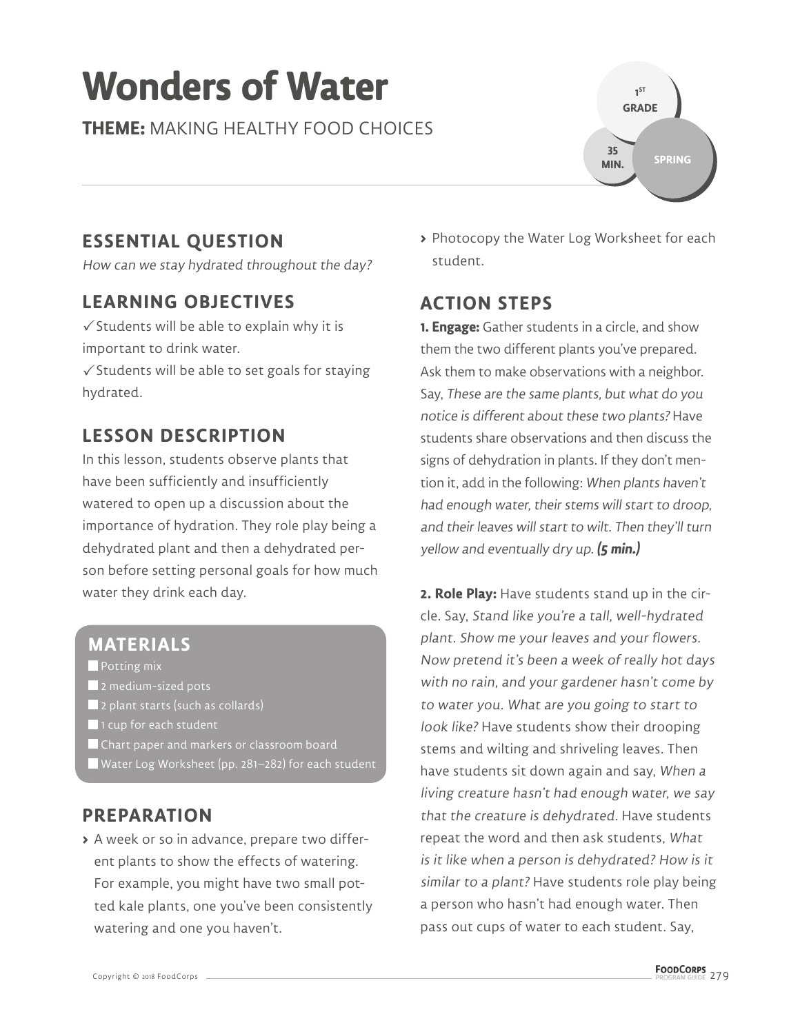# Wonders of Water

**THEME:** MAKING HEALTHY FOOD CHOICES

1ST GRADE
35 MIN.
SPRING

## ESSENTIAL QUESTION

*How can we stay hydrated throughout the day?*

## LEARNING OBJECTIVES

✓ Students will be able to explain why it is important to drink water.
✓ Students will be able to set goals for staying hydrated.

## LESSON DESCRIPTION

In this lesson, students observe plants that have been sufficiently and insufficiently watered to open up a discussion about the importance of hydration. They role play being a dehydrated plant and then a dehydrated person before setting personal goals for how much water they drink each day.

## MATERIALS

- Potting mix
- 2 medium-sized pots
- 2 plant starts (such as collards)
- 1 cup for each student
- Chart paper and markers or classroom board
- Water Log Worksheet (pp. 281–282) for each student

## PREPARATION

- A week or so in advance, prepare two different plants to show the effects of watering. For example, you might have two small potted kale plants, one you've been consistently watering and one you haven't.
- Photocopy the Water Log Worksheet for each student.

## ACTION STEPS

**1. Engage:** Gather students in a circle, and show them the two different plants you've prepared. Ask them to make observations with a neighbor. Say, *These are the same plants, but what do you notice is different about these two plants?* Have students share observations and then discuss the signs of dehydration in plants. If they don't mention it, add in the following: *When plants haven't had enough water, their stems will start to droop, and their leaves will start to wilt. Then they'll turn yellow and eventually dry up.* ***(5 min.)***

**2. Role Play:** Have students stand up in the circle. Say, *Stand like you're a tall, well-hydrated plant. Show me your leaves and your flowers. Now pretend it's been a week of really hot days with no rain, and your gardener hasn't come by to water you. What are you going to start to look like?* Have students show their drooping stems and wilting and shriveling leaves. Then have students sit down again and say, *When a living creature hasn't had enough water, we say that the creature is dehydrated.* Have students repeat the word and then ask students, *What is it like when a person is dehydrated? How is it similar to a plant?* Have students role play being a person who hasn't had enough water. Then pass out cups of water to each student. Say,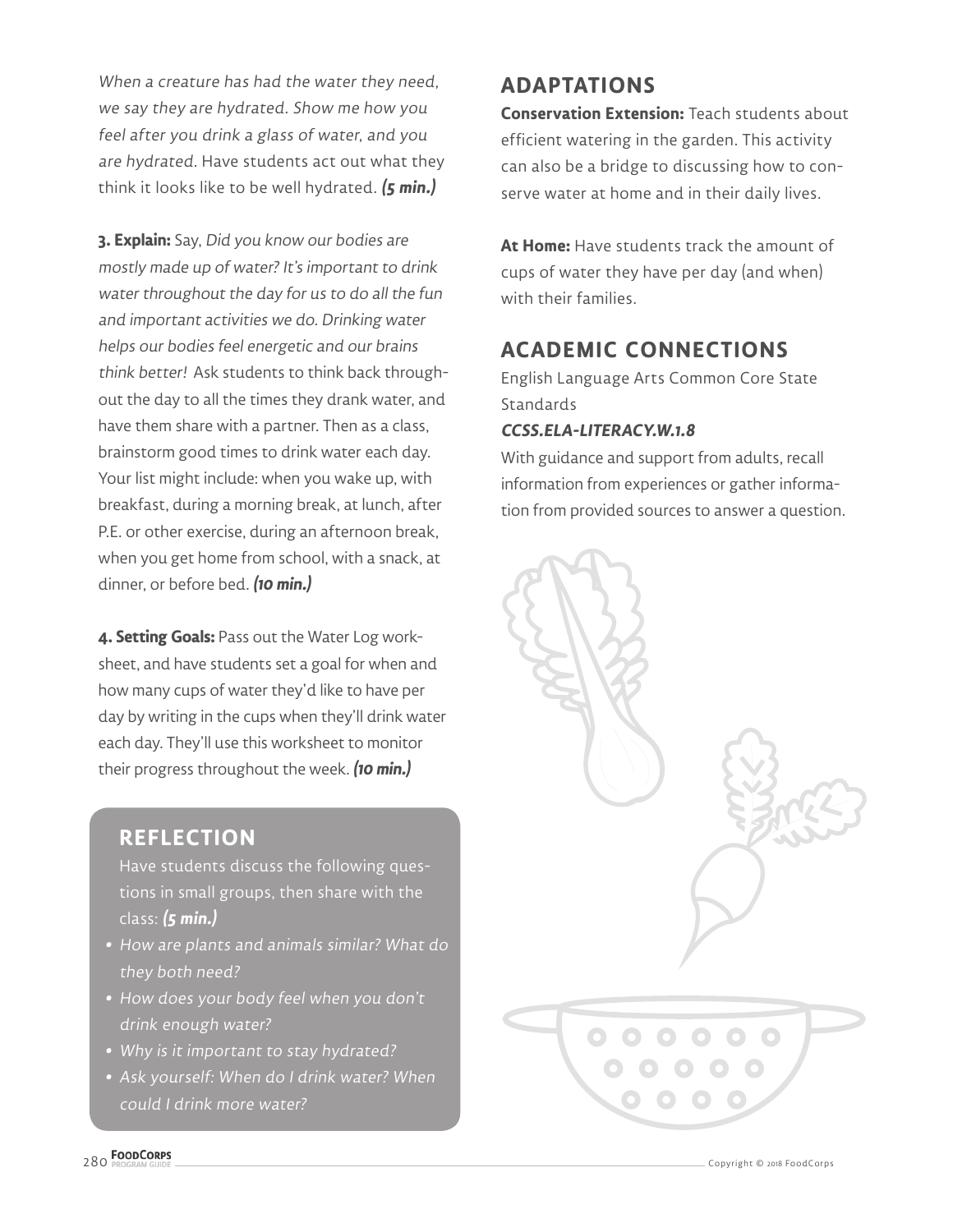*When a creature has had the water they need, we say they are hydrated. Show me how you feel after you drink a glass of water, and you are hydrated.* Have students act out what they think it looks like to be well hydrated. ***(5 min.)***

**3. Explain:** Say, *Did you know our bodies are mostly made up of water? It's important to drink water throughout the day for us to do all the fun and important activities we do. Drinking water helps our bodies feel energetic and our brains think better!* Ask students to think back throughout the day to all the times they drank water, and have them share with a partner. Then as a class, brainstorm good times to drink water each day. Your list might include: when you wake up, with breakfast, during a morning break, at lunch, after P.E. or other exercise, during an afternoon break, when you get home from school, with a snack, at dinner, or before bed. ***(10 min.)***

**4. Setting Goals:** Pass out the Water Log worksheet, and have students set a goal for when and how many cups of water they'd like to have per day by writing in the cups when they'll drink water each day. They'll use this worksheet to monitor their progress throughout the week. ***(10 min.)***

## REFLECTION

Have students discuss the following questions in small groups, then share with the class: ***(5 min.)***

- *How are plants and animals similar? What do they both need?*
- *How does your body feel when you don't drink enough water?*
- *Why is it important to stay hydrated?*
- *Ask yourself: When do I drink water? When could I drink more water?*

## ADAPTATIONS

**Conservation Extension:** Teach students about efficient watering in the garden. This activity can also be a bridge to discussing how to conserve water at home and in their daily lives.

**At Home:** Have students track the amount of cups of water they have per day (and when) with their families.

## ACADEMIC CONNECTIONS

English Language Arts Common Core State Standards

***CCSS.ELA-LITERACY.W.1.8***

With guidance and support from adults, recall information from experiences or gather information from provided sources to answer a question.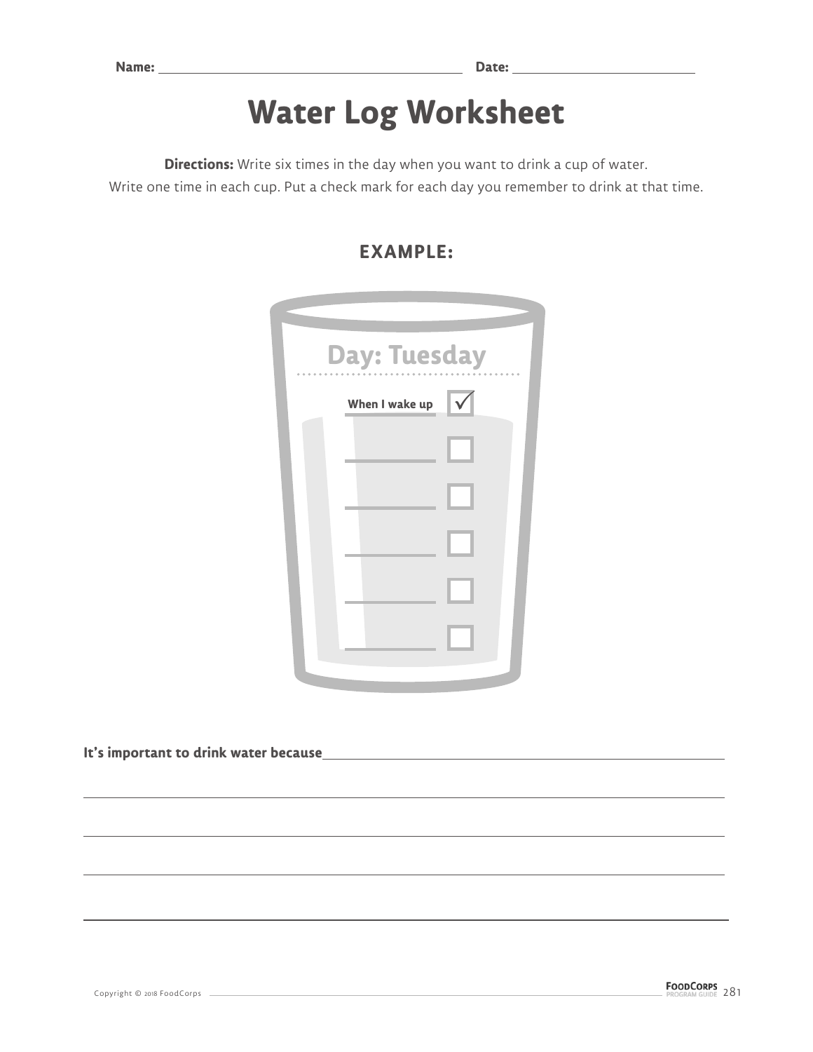**Name:** ______________________ **Date:** ______________

# Water Log Worksheet

**Directions:** Write six times in the day when you want to drink a cup of water.
Write one time in each cup. Put a check mark for each day you remember to drink at that time.

## EXAMPLE:

**Day: Tuesday**

- **When I wake up** ☑
- ____________ ☐
- ____________ ☐
- ____________ ☐
- ____________ ☐
- ____________ ☐

**It's important to drink water because** ______________________________________________

______________________________________________

______________________________________________

______________________________________________

______________________________________________

Copyright © 2018 FoodCorps